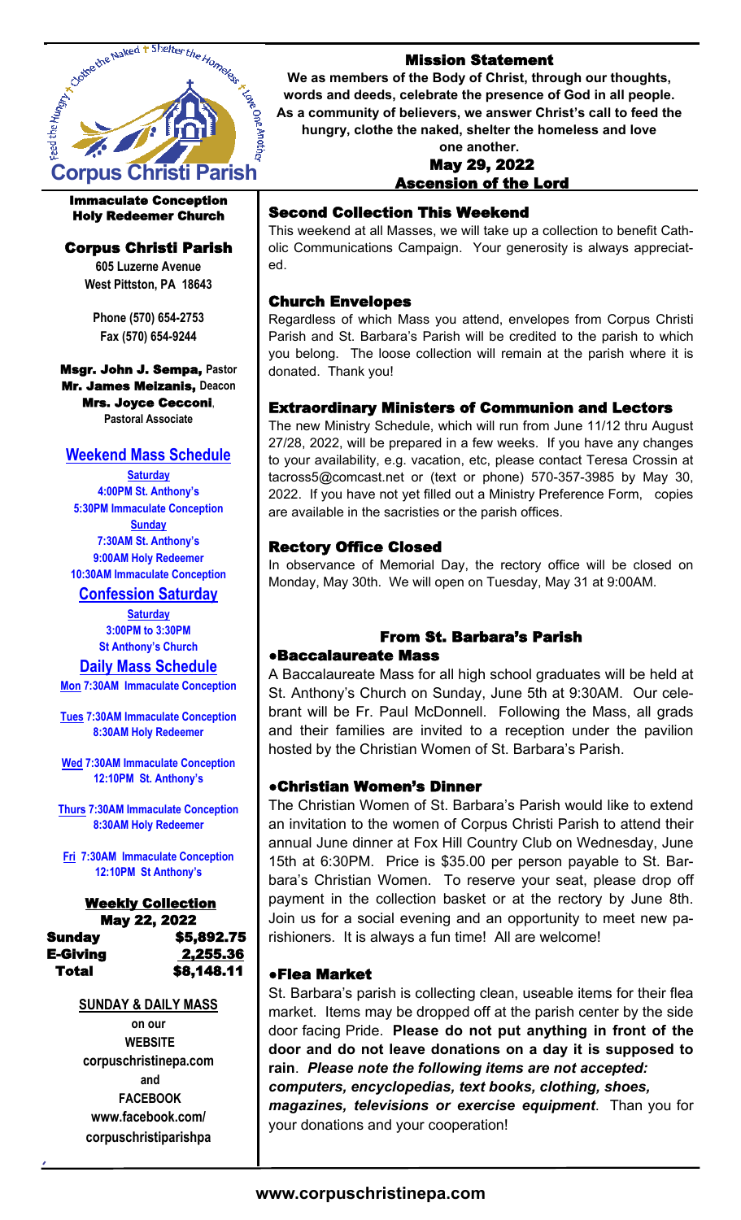# Corpus Christi Parish

Immaculate Conception
Holy Redeemer Church

## Corpus Christi Parish

**605 Luzerne Avenue**
**West Pittston, PA 18643**

**Phone (570) 654-2753**
**Fax (570) 654-9244**

**Msgr. John J. Sempa,** Pastor
**Mr. James Melzanis,** Deacon
**Mrs. Joyce Cecconi**, Pastoral Associate

### Weekend Mass Schedule

**Saturday**
4:00PM St. Anthony's
5:30PM Immaculate Conception

**Sunday**
7:30AM St. Anthony's
9:00AM Holy Redeemer
10:30AM Immaculate Conception

### Confession Saturday

**Saturday**
3:00PM to 3:30PM
St Anthony's Church

### Daily Mass Schedule

**Mon** 7:30AM Immaculate Conception

**Tues** 7:30AM Immaculate Conception
8:30AM Holy Redeemer

**Wed** 7:30AM Immaculate Conception
12:10PM St. Anthony's

**Thurs** 7:30AM Immaculate Conception
8:30AM Holy Redeemer

**Fri** 7:30AM Immaculate Conception
12:10PM St Anthony's

### Weekly Collection

**May 22, 2022**

| | |
|---|---|
| Sunday | $5,892.75 |
| E-Giving | 2,255.36 |
| Total | $8,148.11 |

**SUNDAY & DAILY MASS**
on our
WEBSITE
corpuschristinepa.com
and
FACEBOOK
www.facebook.com/corpuschristiparishpa

## Mission Statement

**We as members of the Body of Christ, through our thoughts, words and deeds, celebrate the presence of God in all people. As a community of believers, we answer Christ's call to feed the hungry, clothe the naked, shelter the homeless and love one another.**

**May 29, 2022**
**Ascension of the Lord**

### Second Collection This Weekend

This weekend at all Masses, we will take up a collection to benefit Catholic Communications Campaign. Your generosity is always appreciated.

### Church Envelopes

Regardless of which Mass you attend, envelopes from Corpus Christi Parish and St. Barbara's Parish will be credited to the parish to which you belong. The loose collection will remain at the parish where it is donated. Thank you!

### Extraordinary Ministers of Communion and Lectors

The new Ministry Schedule, which will run from June 11/12 thru August 27/28, 2022, will be prepared in a few weeks. If you have any changes to your availability, e.g. vacation, etc, please contact Teresa Crossin at tacross5@comcast.net or (text or phone) 570-357-3985 by May 30, 2022. If you have not yet filled out a Ministry Preference Form, copies are available in the sacristies or the parish offices.

### Rectory Office Closed

In observance of Memorial Day, the rectory office will be closed on Monday, May 30th. We will open on Tuesday, May 31 at 9:00AM.

## From St. Barbara's Parish

### •Baccalaureate Mass

A Baccalaureate Mass for all high school graduates will be held at St. Anthony's Church on Sunday, June 5th at 9:30AM. Our celebrant will be Fr. Paul McDonnell. Following the Mass, all grads and their families are invited to a reception under the pavilion hosted by the Christian Women of St. Barbara's Parish.

### •Christian Women's Dinner

The Christian Women of St. Barbara's Parish would like to extend an invitation to the women of Corpus Christi Parish to attend their annual June dinner at Fox Hill Country Club on Wednesday, June 15th at 6:30PM. Price is $35.00 per person payable to St. Barbara's Christian Women. To reserve your seat, please drop off payment in the collection basket or at the rectory by June 8th. Join us for a social evening and an opportunity to meet new parishioners. It is always a fun time! All are welcome!

### •Flea Market

St. Barbara's parish is collecting clean, useable items for their flea market. Items may be dropped off at the parish center by the side door facing Pride. **Please do not put anything in front of the door and do not leave donations on a day it is supposed to rain**. ***Please note the following items are not accepted: computers, encyclopedias, text books, clothing, shoes, magazines, televisions or exercise equipment***. Than you for your donations and your cooperation!

**www.corpuschristinepa.com**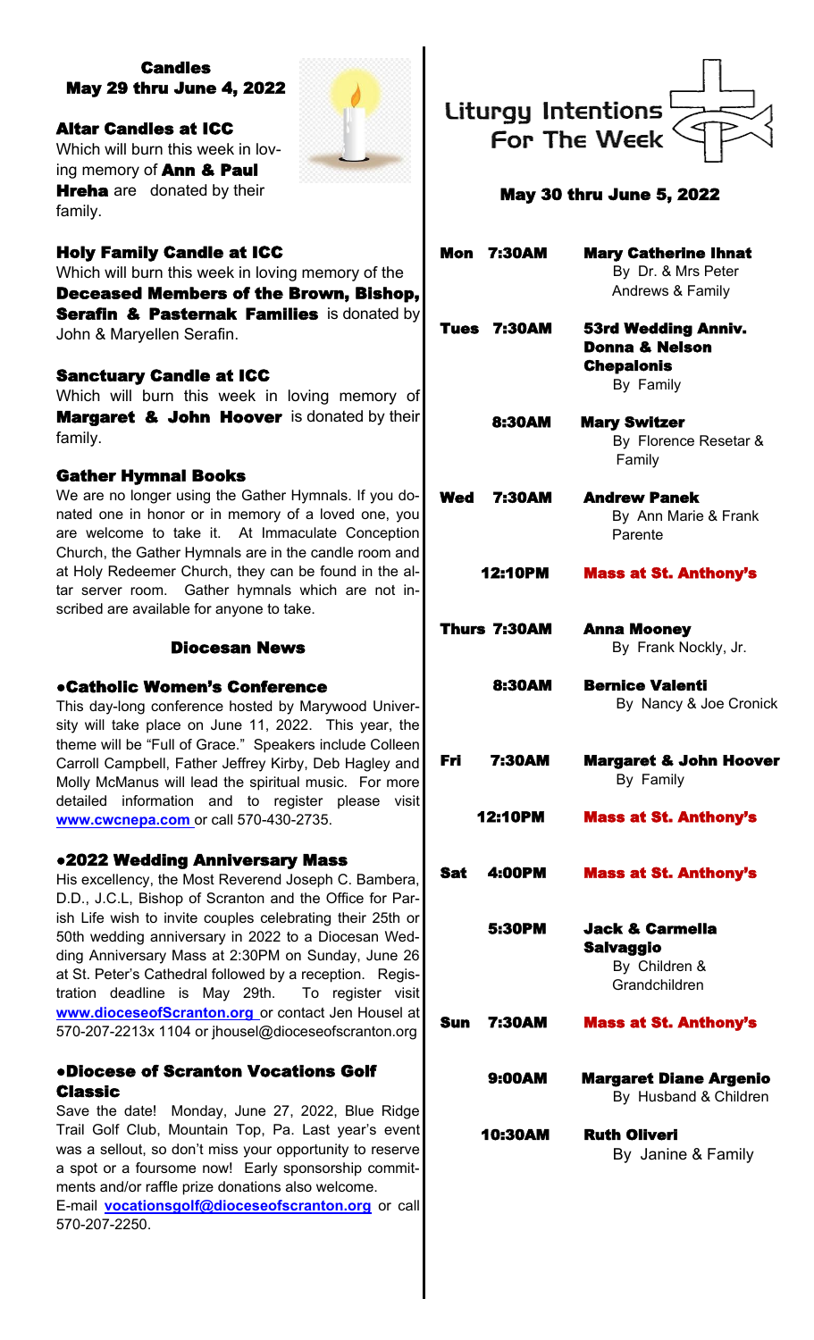## Candles
## May 29 thru June 4, 2022

### Altar Candles at ICC

Which will burn this week in loving memory of **Ann & Paul Hreha** are donated by their family.

### Holy Family Candle at ICC

Which will burn this week in loving memory of the **Deceased Members of the Brown, Bishop, Serafin & Pasternak Families** is donated by John & Maryellen Serafin.

### Sanctuary Candle at ICC

Which will burn this week in loving memory of **Margaret & John Hoover** is donated by their family.

### Gather Hymnal Books

We are no longer using the Gather Hymnals. If you donated one in honor or in memory of a loved one, you are welcome to take it. At Immaculate Conception Church, the Gather Hymnals are in the candle room and at Holy Redeemer Church, they can be found in the altar server room. Gather hymnals which are not inscribed are available for anyone to take.

## Diocesan News

### •Catholic Women's Conference

This day-long conference hosted by Marywood University will take place on June 11, 2022. This year, the theme will be "Full of Grace." Speakers include Colleen Carroll Campbell, Father Jeffrey Kirby, Deb Hagley and Molly McManus will lead the spiritual music. For more detailed information and to register please visit **www.cwcnepa.com** or call 570-430-2735.

### •2022 Wedding Anniversary Mass

His excellency, the Most Reverend Joseph C. Bambera, D.D., J.C.L, Bishop of Scranton and the Office for Parish Life wish to invite couples celebrating their 25th or 50th wedding anniversary in 2022 to a Diocesan Wedding Anniversary Mass at 2:30PM on Sunday, June 26 at St. Peter's Cathedral followed by a reception. Registration deadline is May 29th. To register visit **www.dioceseofScranton.org** or contact Jen Housel at 570-207-2213x 1104 or jhousel@dioceseofscranton.org

### •Diocese of Scranton Vocations Golf Classic

Save the date! Monday, June 27, 2022, Blue Ridge Trail Golf Club, Mountain Top, Pa. Last year's event was a sellout, so don't miss your opportunity to reserve a spot or a foursome now! Early sponsorship commitments and/or raffle prize donations also welcome.
E-mail **vocationsgolf@dioceseofscranton.org** or call 570-207-2250.

## Liturgy Intentions For The Week

### May 30 thru June 5, 2022

| | | |
|---|---|---|
| **Mon** | **7:30AM** | **Mary Catherine Ihnat** By Dr. & Mrs Peter Andrews & Family |
| **Tues** | **7:30AM** | **53rd Wedding Anniv. Donna & Nelson Chepalonis** By Family |
| | **8:30AM** | **Mary Switzer** By Florence Resetar & Family |
| **Wed** | **7:30AM** | **Andrew Panek** By Ann Marie & Frank Parente |
| | **12:10PM** | **Mass at St. Anthony's** |
| **Thurs** | **7:30AM** | **Anna Mooney** By Frank Nockly, Jr. |
| | **8:30AM** | **Bernice Valenti** By Nancy & Joe Cronick |
| **Fri** | **7:30AM** | **Margaret & John Hoover** By Family |
| | **12:10PM** | **Mass at St. Anthony's** |
| **Sat** | **4:00PM** | **Mass at St. Anthony's** |
| | **5:30PM** | **Jack & Carmella Salvaggio** By Children & Grandchildren |
| **Sun** | **7:30AM** | **Mass at St. Anthony's** |
| | **9:00AM** | **Margaret Diane Argenio** By Husband & Children |
| | **10:30AM** | **Ruth Oliveri** By Janine & Family |